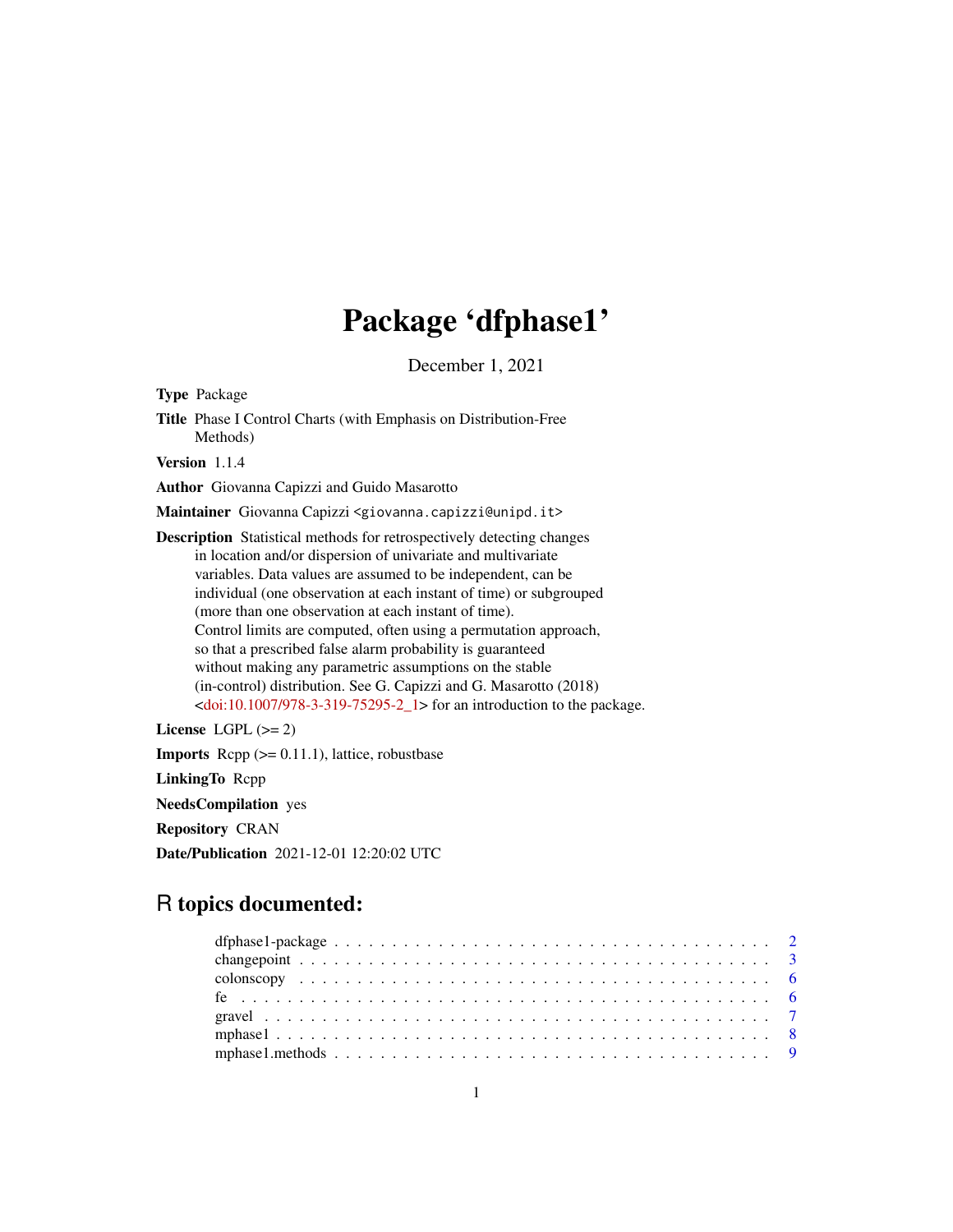# Package 'dfphase1'

December 1, 2021

**Type** Package

**Title** Phase I Control Charts (with Emphasis on Distribution-Free Methods)

**Version** 1.1.4

**Author** Giovanna Capizzi and Guido Masarotto

**Maintainer** Giovanna Capizzi <giovanna.capizzi@unipd.it>

**Description** Statistical methods for retrospectively detecting changes in location and/or dispersion of univariate and multivariate variables. Data values are assumed to be independent, can be individual (one observation at each instant of time) or subgrouped (more than one observation at each instant of time). Control limits are computed, often using a permutation approach, so that a prescribed false alarm probability is guaranteed without making any parametric assumptions on the stable (in-control) distribution. See G. Capizzi and G. Masarotto (2018) <doi:10.1007/978-3-319-75295-2_1> for an introduction to the package.

**License** LGPL (>= 2)

**Imports** Rcpp (>= 0.11.1), lattice, robustbase

**LinkingTo** Rcpp

**NeedsCompilation** yes

**Repository** CRAN

**Date/Publication** 2021-12-01 12:20:02 UTC

## R topics documented:

- dfphase1-package . . . . . . . . . . . . . . . . . . . . . . . . . . . . . . . . . . . . . 2
- changepoint . . . . . . . . . . . . . . . . . . . . . . . . . . . . . . . . . . . . . . . . . 3
- colonscopy . . . . . . . . . . . . . . . . . . . . . . . . . . . . . . . . . . . . . . . . . . 6
- fe . . . . . . . . . . . . . . . . . . . . . . . . . . . . . . . . . . . . . . . . . . . . . . . 6
- gravel . . . . . . . . . . . . . . . . . . . . . . . . . . . . . . . . . . . . . . . . . . . . 7
- mphase1 . . . . . . . . . . . . . . . . . . . . . . . . . . . . . . . . . . . . . . . . . . . 8
- mphase1.methods . . . . . . . . . . . . . . . . . . . . . . . . . . . . . . . . . . . . . . 9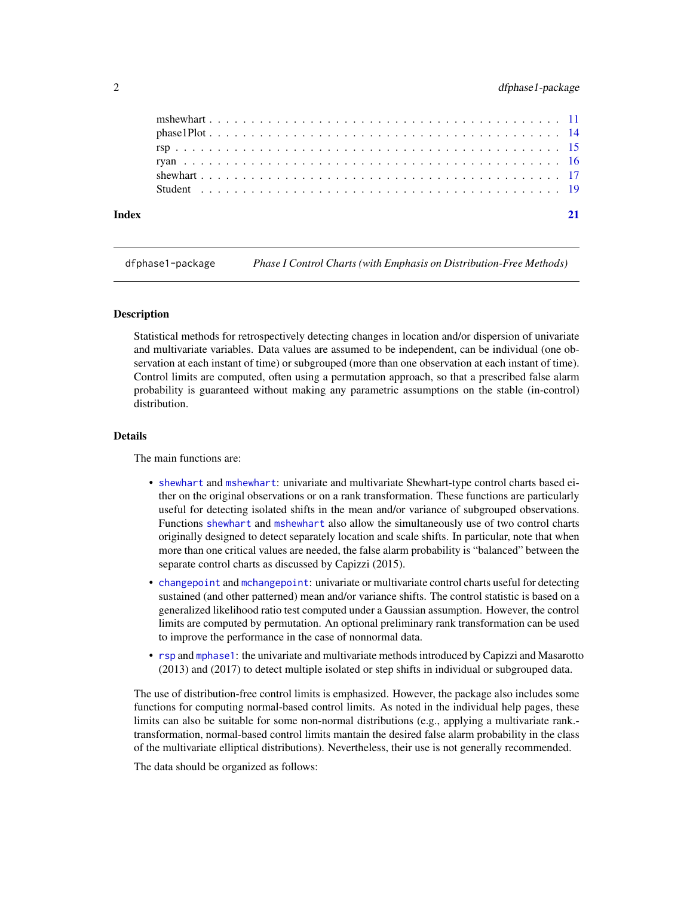mshewhart . . . . . . . . . . . . . . . . . . . . . . . . . . . . . . . . . . . . . . . 11
phase1Plot . . . . . . . . . . . . . . . . . . . . . . . . . . . . . . . . . . . . . . . 14
rsp . . . . . . . . . . . . . . . . . . . . . . . . . . . . . . . . . . . . . . . . . . . 15
ryan . . . . . . . . . . . . . . . . . . . . . . . . . . . . . . . . . . . . . . . . . . 16
shewhart . . . . . . . . . . . . . . . . . . . . . . . . . . . . . . . . . . . . . . . . 17
Student . . . . . . . . . . . . . . . . . . . . . . . . . . . . . . . . . . . . . . . . 19

**Index** **21**

---

`dfphase1-package` *Phase I Control Charts (with Emphasis on Distribution-Free Methods)*

---

### Description

Statistical methods for retrospectively detecting changes in location and/or dispersion of univariate and multivariate variables. Data values are assumed to be independent, can be individual (one observation at each instant of time) or subgrouped (more than one observation at each instant of time). Control limits are computed, often using a permutation approach, so that a prescribed false alarm probability is guaranteed without making any parametric assumptions on the stable (in-control) distribution.

### Details

The main functions are:

- `shewhart` and `mshewhart`: univariate and multivariate Shewhart-type control charts based either on the original observations or on a rank transformation. These functions are particularly useful for detecting isolated shifts in the mean and/or variance of subgrouped observations. Functions `shewhart` and `mshewhart` also allow the simultaneously use of two control charts originally designed to detect separately location and scale shifts. In particular, note that when more than one critical values are needed, the false alarm probability is "balanced" between the separate control charts as discussed by Capizzi (2015).
- `changepoint` and `mchangepoint`: univariate or multivariate control charts useful for detecting sustained (and other patterned) mean and/or variance shifts. The control statistic is based on a generalized likelihood ratio test computed under a Gaussian assumption. However, the control limits are computed by permutation. An optional preliminary rank transformation can be used to improve the performance in the case of nonnormal data.
- `rsp` and `mphase1`: the univariate and multivariate methods introduced by Capizzi and Masarotto (2013) and (2017) to detect multiple isolated or step shifts in individual or subgrouped data.

The use of distribution-free control limits is emphasized. However, the package also includes some functions for computing normal-based control limits. As noted in the individual help pages, these limits can also be suitable for some non-normal distributions (e.g., applying a multivariate rank.-transformation, normal-based control limits mantain the desired false alarm probability in the class of the multivariate elliptical distributions). Nevertheless, their use is not generally recommended.

The data should be organized as follows: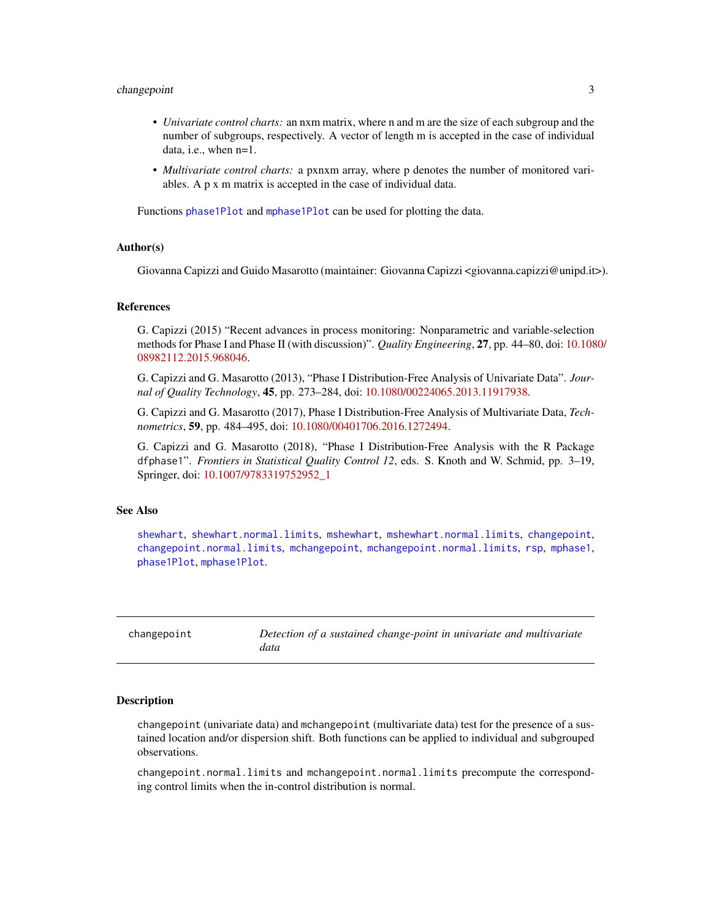- *Univariate control charts:* an nxm matrix, where n and m are the size of each subgroup and the number of subgroups, respectively. A vector of length m is accepted in the case of individual data, i.e., when n=1.
- *Multivariate control charts:* a pxnxm array, where p denotes the number of monitored variables. A p x m matrix is accepted in the case of individual data.

Functions `phase1Plot` and `mphase1Plot` can be used for plotting the data.

### Author(s)

Giovanna Capizzi and Guido Masarotto (maintainer: Giovanna Capizzi <giovanna.capizzi@unipd.it>).

### References

G. Capizzi (2015) "Recent advances in process monitoring: Nonparametric and variable-selection methods for Phase I and Phase II (with discussion)". *Quality Engineering*, **27**, pp. 44–80, doi: 10.1080/08982112.2015.968046.

G. Capizzi and G. Masarotto (2013), "Phase I Distribution-Free Analysis of Univariate Data". *Journal of Quality Technology*, **45**, pp. 273–284, doi: 10.1080/00224065.2013.11917938.

G. Capizzi and G. Masarotto (2017), Phase I Distribution-Free Analysis of Multivariate Data, *Technometrics*, **59**, pp. 484–495, doi: 10.1080/00401706.2016.1272494.

G. Capizzi and G. Masarotto (2018), "Phase I Distribution-Free Analysis with the R Package `dfphase1`". *Frontiers in Statistical Quality Control 12*, eds. S. Knoth and W. Schmid, pp. 3–19, Springer, doi: 10.1007/9783319752952_1

### See Also

`shewhart`, `shewhart.normal.limits`, `mshewhart`, `mshewhart.normal.limits`, `changepoint`, `changepoint.normal.limits`, `mchangepoint`, `mchangepoint.normal.limits`, `rsp`, `mphase1`, `phase1Plot`, `mphase1Plot`.

---

## `changepoint` — *Detection of a sustained change-point in univariate and multivariate data*

---

### Description

`changepoint` (univariate data) and `mchangepoint` (multivariate data) test for the presence of a sustained location and/or dispersion shift. Both functions can be applied to individual and subgrouped observations.

`changepoint.normal.limits` and `mchangepoint.normal.limits` precompute the corresponding control limits when the in-control distribution is normal.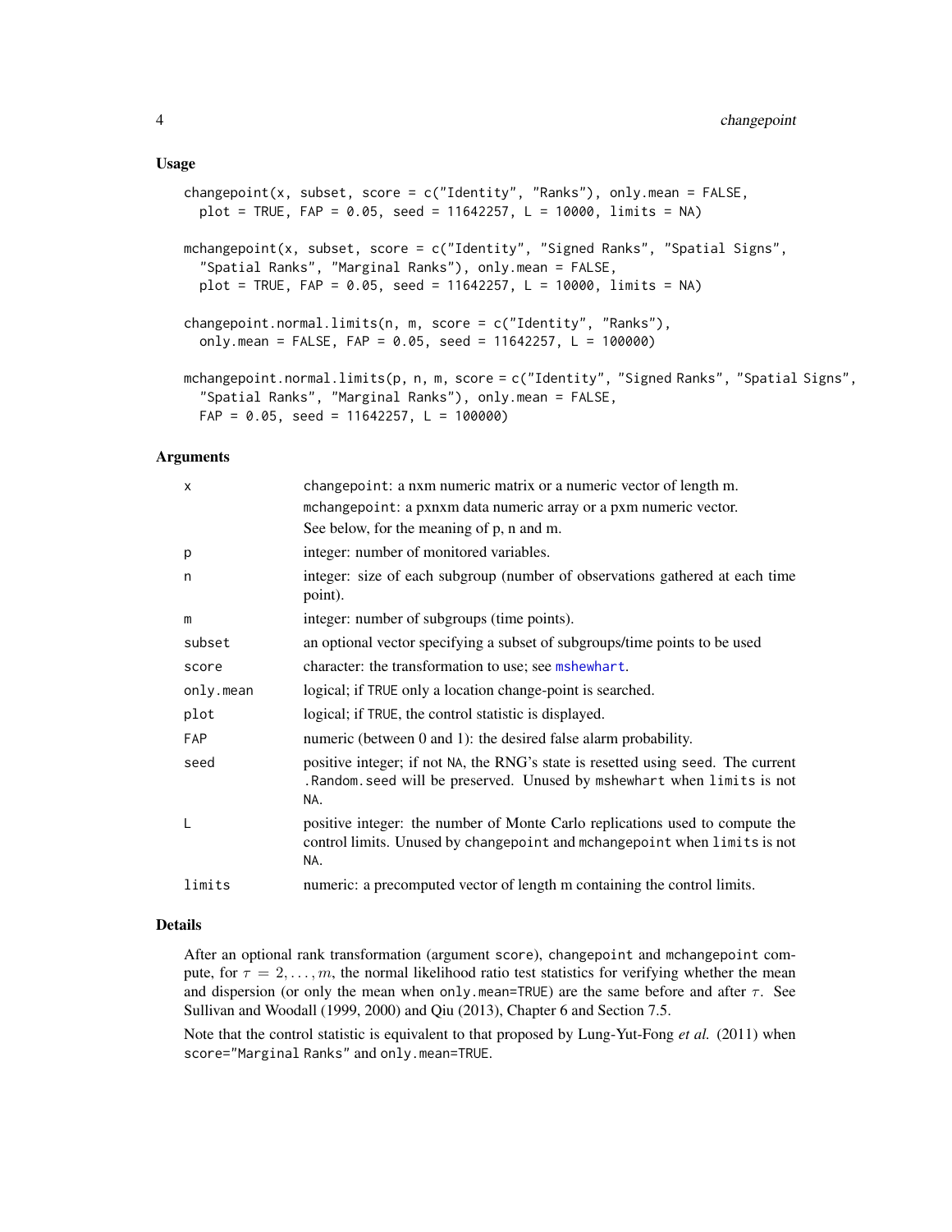### Usage

```
changepoint(x, subset, score = c("Identity", "Ranks"), only.mean = FALSE,
  plot = TRUE, FAP = 0.05, seed = 11642257, L = 10000, limits = NA)

mchangepoint(x, subset, score = c("Identity", "Signed Ranks", "Spatial Signs",
  "Spatial Ranks", "Marginal Ranks"), only.mean = FALSE,
  plot = TRUE, FAP = 0.05, seed = 11642257, L = 10000, limits = NA)

changepoint.normal.limits(n, m, score = c("Identity", "Ranks"),
  only.mean = FALSE, FAP = 0.05, seed = 11642257, L = 100000)

mchangepoint.normal.limits(p, n, m, score = c("Identity", "Signed Ranks", "Spatial Signs",
  "Spatial Ranks", "Marginal Ranks"), only.mean = FALSE,
  FAP = 0.05, seed = 11642257, L = 100000)
```

### Arguments

| | |
|---|---|
| `x` | `changepoint`: a nxm numeric matrix or a numeric vector of length m.<br>`mchangepoint`: a pxnxm data numeric array or a pxm numeric vector.<br>See below, for the meaning of p, n and m. |
| `p` | integer: number of monitored variables. |
| `n` | integer: size of each subgroup (number of observations gathered at each time point). |
| `m` | integer: number of subgroups (time points). |
| `subset` | an optional vector specifying a subset of subgroups/time points to be used |
| `score` | character: the transformation to use; see `mshewhart`. |
| `only.mean` | logical; if `TRUE` only a location change-point is searched. |
| `plot` | logical; if `TRUE`, the control statistic is displayed. |
| `FAP` | numeric (between 0 and 1): the desired false alarm probability. |
| `seed` | positive integer; if not `NA`, the RNG's state is resetted using `seed`. The current `.Random.seed` will be preserved. Unused by `mshewhart` when `limits` is not `NA`. |
| `L` | positive integer: the number of Monte Carlo replications used to compute the control limits. Unused by `changepoint` and `mchangepoint` when `limits` is not `NA`. |
| `limits` | numeric: a precomputed vector of length m containing the control limits. |

### Details

After an optional rank transformation (argument `score`), `changepoint` and `mchangepoint` compute, for $\tau = 2, \ldots, m$, the normal likelihood ratio test statistics for verifying whether the mean and dispersion (or only the mean when `only.mean=TRUE`) are the same before and after $\tau$. See Sullivan and Woodall (1999, 2000) and Qiu (2013), Chapter 6 and Section 7.5.

Note that the control statistic is equivalent to that proposed by Lung-Yut-Fong *et al.* (2011) when `score="Marginal Ranks"` and `only.mean=TRUE`.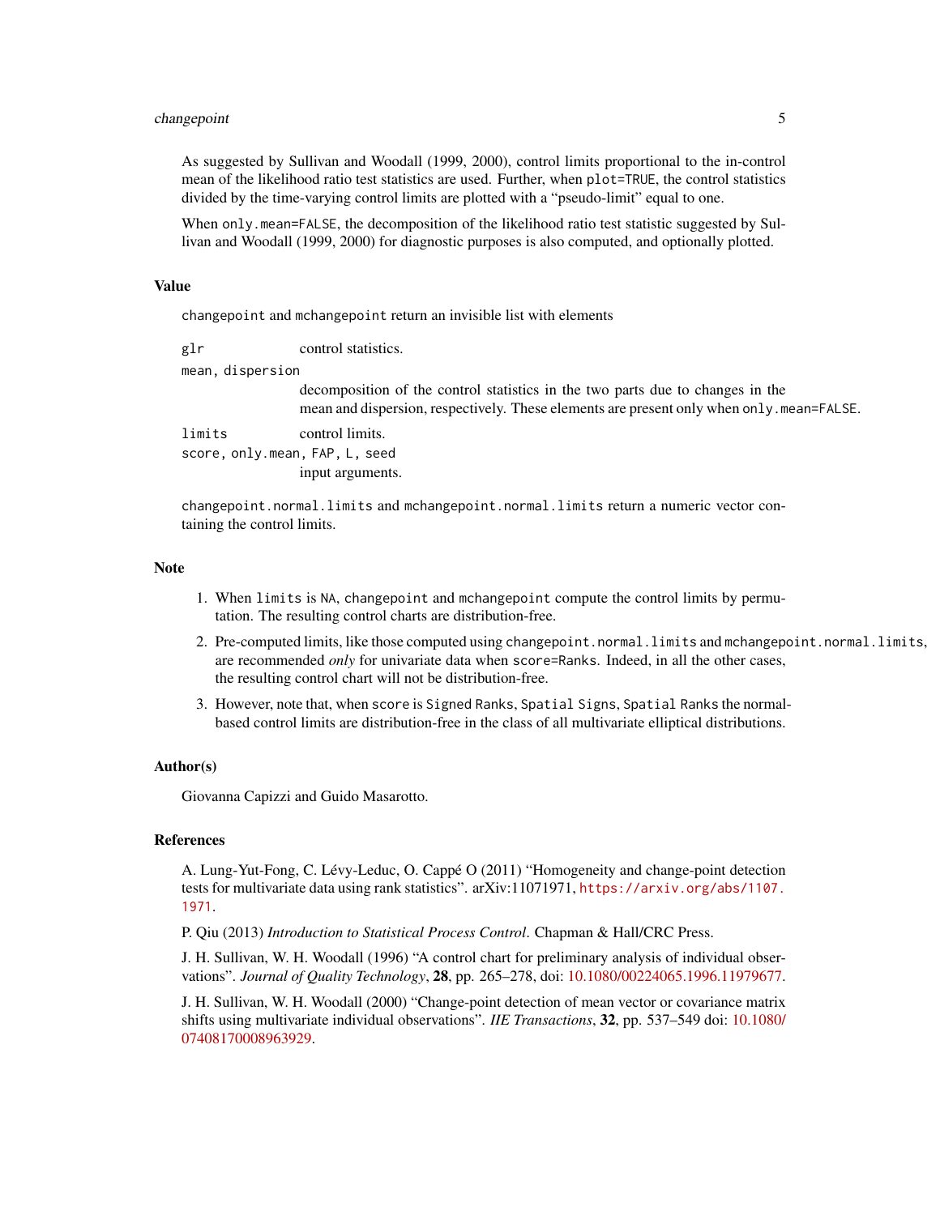As suggested by Sullivan and Woodall (1999, 2000), control limits proportional to the in-control mean of the likelihood ratio test statistics are used. Further, when `plot=TRUE`, the control statistics divided by the time-varying control limits are plotted with a "pseudo-limit" equal to one.

When `only.mean=FALSE`, the decomposition of the likelihood ratio test statistic suggested by Sullivan and Woodall (1999, 2000) for diagnostic purposes is also computed, and optionally plotted.

## Value

`changepoint` and `mchangepoint` return an invisible list with elements

`glr` control statistics.

`mean, dispersion`
: decomposition of the control statistics in the two parts due to changes in the mean and dispersion, respectively. These elements are present only when `only.mean=FALSE`.

`limits` control limits.

`score, only.mean, FAP, L, seed`
: input arguments.

`changepoint.normal.limits` and `mchangepoint.normal.limits` return a numeric vector containing the control limits.

## Note

1. When `limits` is `NA`, `changepoint` and `mchangepoint` compute the control limits by permutation. The resulting control charts are distribution-free.
2. Pre-computed limits, like those computed using `changepoint.normal.limits` and `mchangepoint.normal.limits`, are recommended *only* for univariate data when `score=Ranks`. Indeed, in all the other cases, the resulting control chart will not be distribution-free.
3. However, note that, when `score` is `Signed Ranks`, `Spatial Signs`, `Spatial Ranks` the normal-based control limits are distribution-free in the class of all multivariate elliptical distributions.

## Author(s)

Giovanna Capizzi and Guido Masarotto.

## References

A. Lung-Yut-Fong, C. Lévy-Leduc, O. Cappé O (2011) "Homogeneity and change-point detection tests for multivariate data using rank statistics". arXiv:11071971, https://arxiv.org/abs/1107.1971.

P. Qiu (2013) *Introduction to Statistical Process Control*. Chapman & Hall/CRC Press.

J. H. Sullivan, W. H. Woodall (1996) "A control chart for preliminary analysis of individual observations". *Journal of Quality Technology*, **28**, pp. 265–278, doi: 10.1080/00224065.1996.11979677.

J. H. Sullivan, W. H. Woodall (2000) "Change-point detection of mean vector or covariance matrix shifts using multivariate individual observations". *IIE Transactions*, **32**, pp. 537–549 doi: 10.1080/07408170008963929.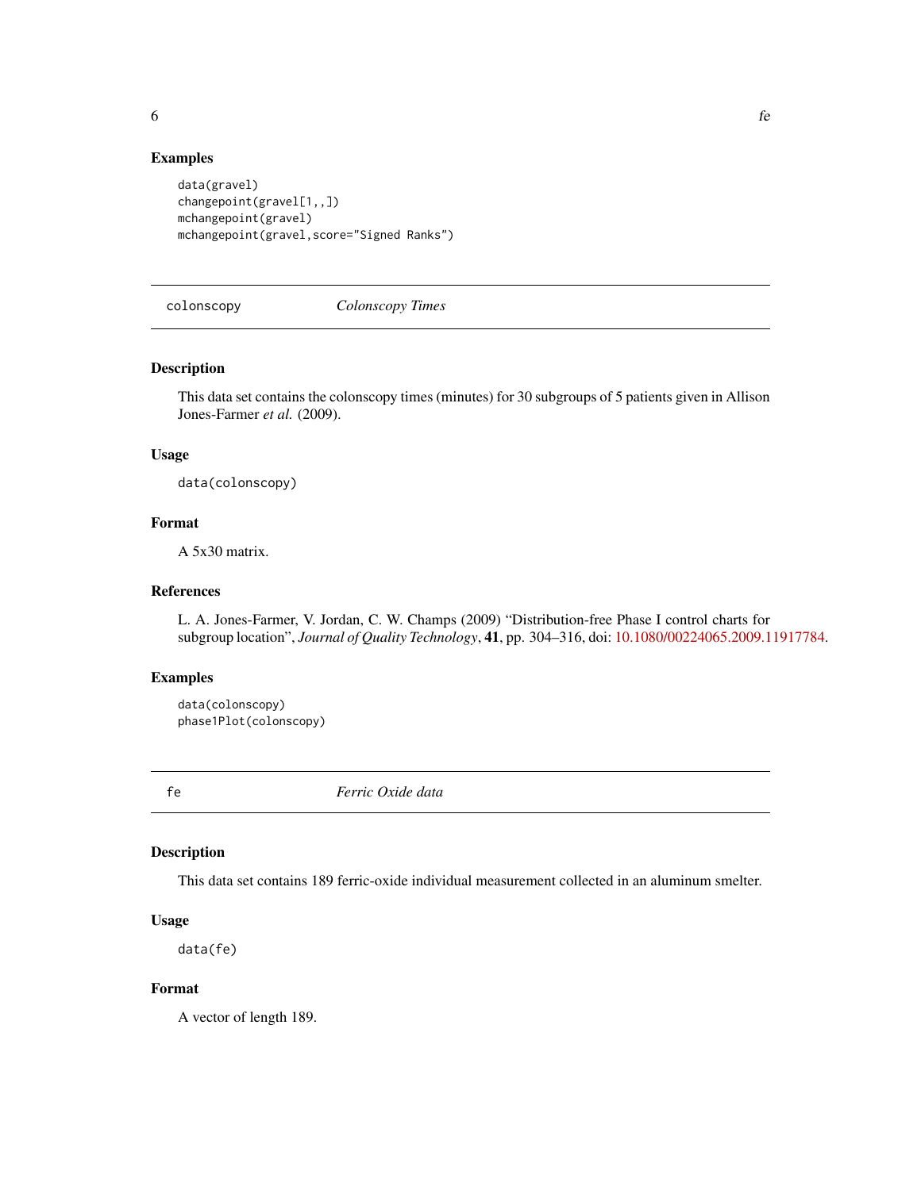### Examples

```
data(gravel)
changepoint(gravel[1,,])
mchangepoint(gravel)
mchangepoint(gravel,score="Signed Ranks")
```

---

## colonscopy *Colonscopy Times*

---

### Description

This data set contains the colonscopy times (minutes) for 30 subgroups of 5 patients given in Allison Jones-Farmer *et al.* (2009).

### Usage

```
data(colonscopy)
```

### Format

A 5x30 matrix.

### References

L. A. Jones-Farmer, V. Jordan, C. W. Champs (2009) "Distribution-free Phase I control charts for subgroup location", *Journal of Quality Technology*, **41**, pp. 304–316, doi: 10.1080/00224065.2009.11917784.

### Examples

```
data(colonscopy)
phase1Plot(colonscopy)
```

---

## fe *Ferric Oxide data*

---

### Description

This data set contains 189 ferric-oxide individual measurement collected in an aluminum smelter.

### Usage

```
data(fe)
```

### Format

A vector of length 189.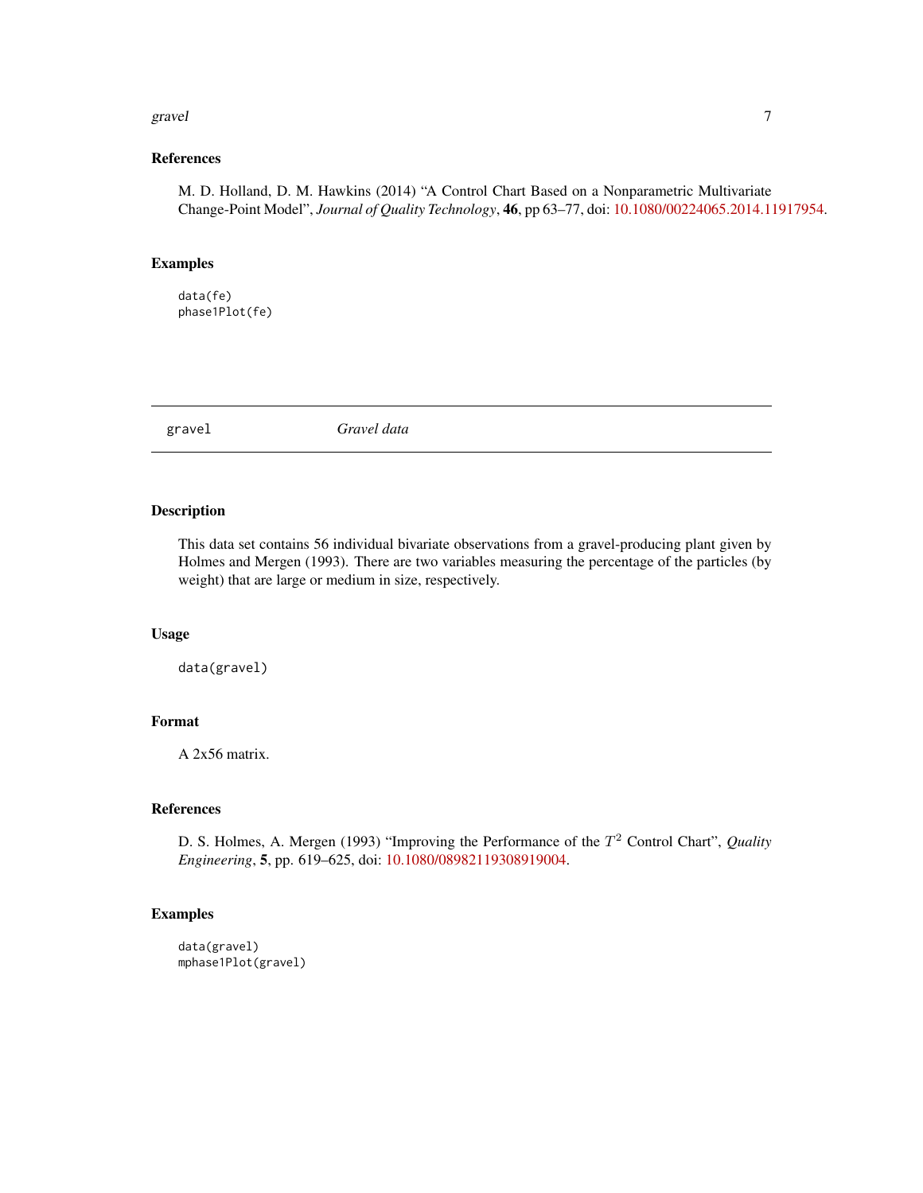### References

M. D. Holland, D. M. Hawkins (2014) "A Control Chart Based on a Nonparametric Multivariate Change-Point Model", *Journal of Quality Technology*, **46**, pp 63–77, doi: 10.1080/00224065.2014.11917954.

### Examples

```
data(fe)
phase1Plot(fe)
```

---

## gravel — *Gravel data*

---

### Description

This data set contains 56 individual bivariate observations from a gravel-producing plant given by Holmes and Mergen (1993). There are two variables measuring the percentage of the particles (by weight) that are large or medium in size, respectively.

### Usage

```
data(gravel)
```

### Format

A 2x56 matrix.

### References

D. S. Holmes, A. Mergen (1993) "Improving the Performance of the $T^2$ Control Chart", *Quality Engineering*, **5**, pp. 619–625, doi: 10.1080/08982119308919004.

### Examples

```
data(gravel)
mphase1Plot(gravel)
```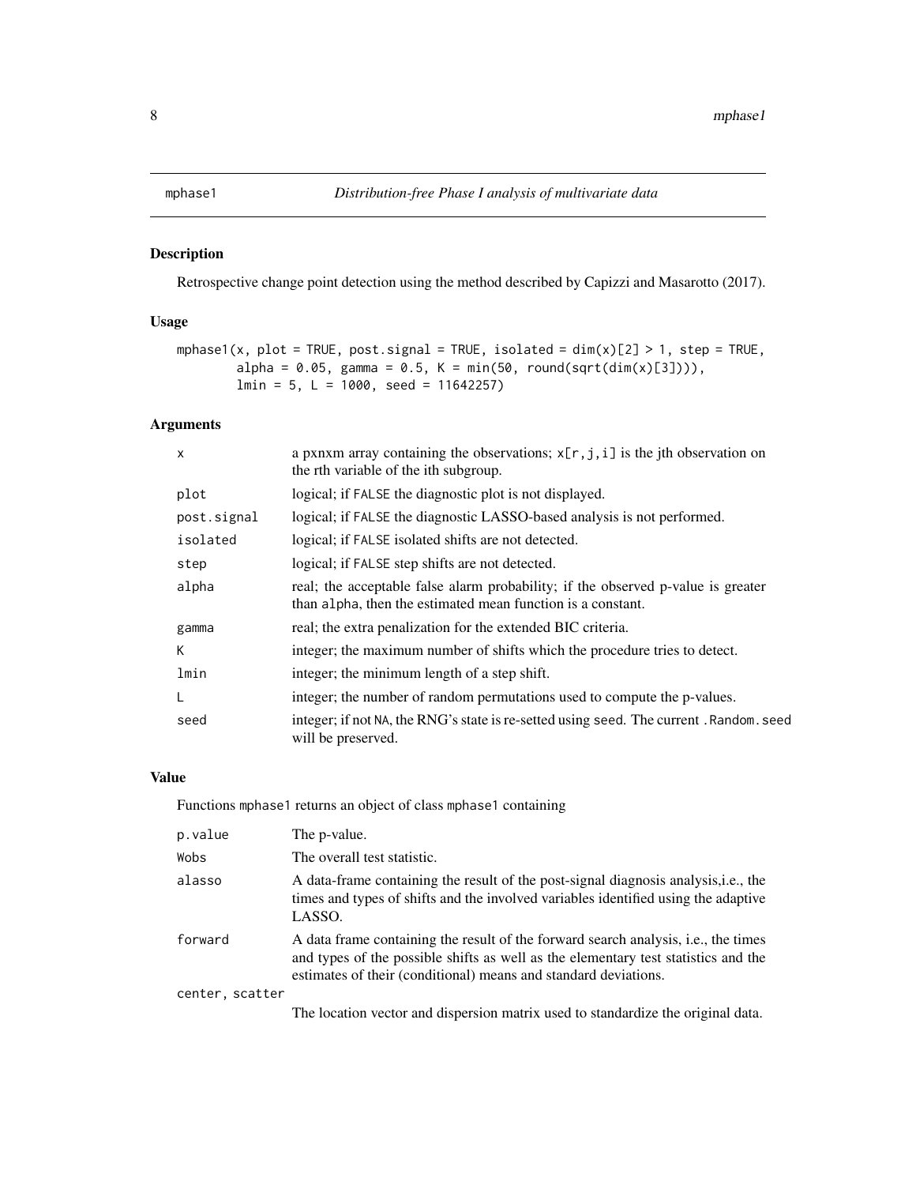# mphase1 — *Distribution-free Phase I analysis of multivariate data*

## Description

Retrospective change point detection using the method described by Capizzi and Masarotto (2017).

## Usage

```
mphase1(x, plot = TRUE, post.signal = TRUE, isolated = dim(x)[2] > 1, step = TRUE,
        alpha = 0.05, gamma = 0.5, K = min(50, round(sqrt(dim(x)[3]))),
        lmin = 5, L = 1000, seed = 11642257)
```

## Arguments

| | |
|---|---|
| `x` | a pxnxm array containing the observations; `x[r,j,i]` is the jth observation on the rth variable of the ith subgroup. |
| `plot` | logical; if `FALSE` the diagnostic plot is not displayed. |
| `post.signal` | logical; if `FALSE` the diagnostic LASSO-based analysis is not performed. |
| `isolated` | logical; if `FALSE` isolated shifts are not detected. |
| `step` | logical; if `FALSE` step shifts are not detected. |
| `alpha` | real; the acceptable false alarm probability; if the observed p-value is greater than `alpha`, then the estimated mean function is a constant. |
| `gamma` | real; the extra penalization for the extended BIC criteria. |
| `K` | integer; the maximum number of shifts which the procedure tries to detect. |
| `lmin` | integer; the minimum length of a step shift. |
| `L` | integer; the number of random permutations used to compute the p-values. |
| `seed` | integer; if not `NA`, the RNG's state is re-setted using `seed`. The current `.Random.seed` will be preserved. |

## Value

Functions `mphase1` returns an object of class `mphase1` containing

| | |
|---|---|
| `p.value` | The p-value. |
| `Wobs` | The overall test statistic. |
| `alasso` | A data-frame containing the result of the post-signal diagnosis analysis,i.e., the times and types of shifts and the involved variables identified using the adaptive LASSO. |
| `forward` | A data frame containing the result of the forward search analysis, i.e., the times and types of the possible shifts as well as the elementary test statistics and the estimates of their (conditional) means and standard deviations. |
| `center, scatter` | The location vector and dispersion matrix used to standardize the original data. |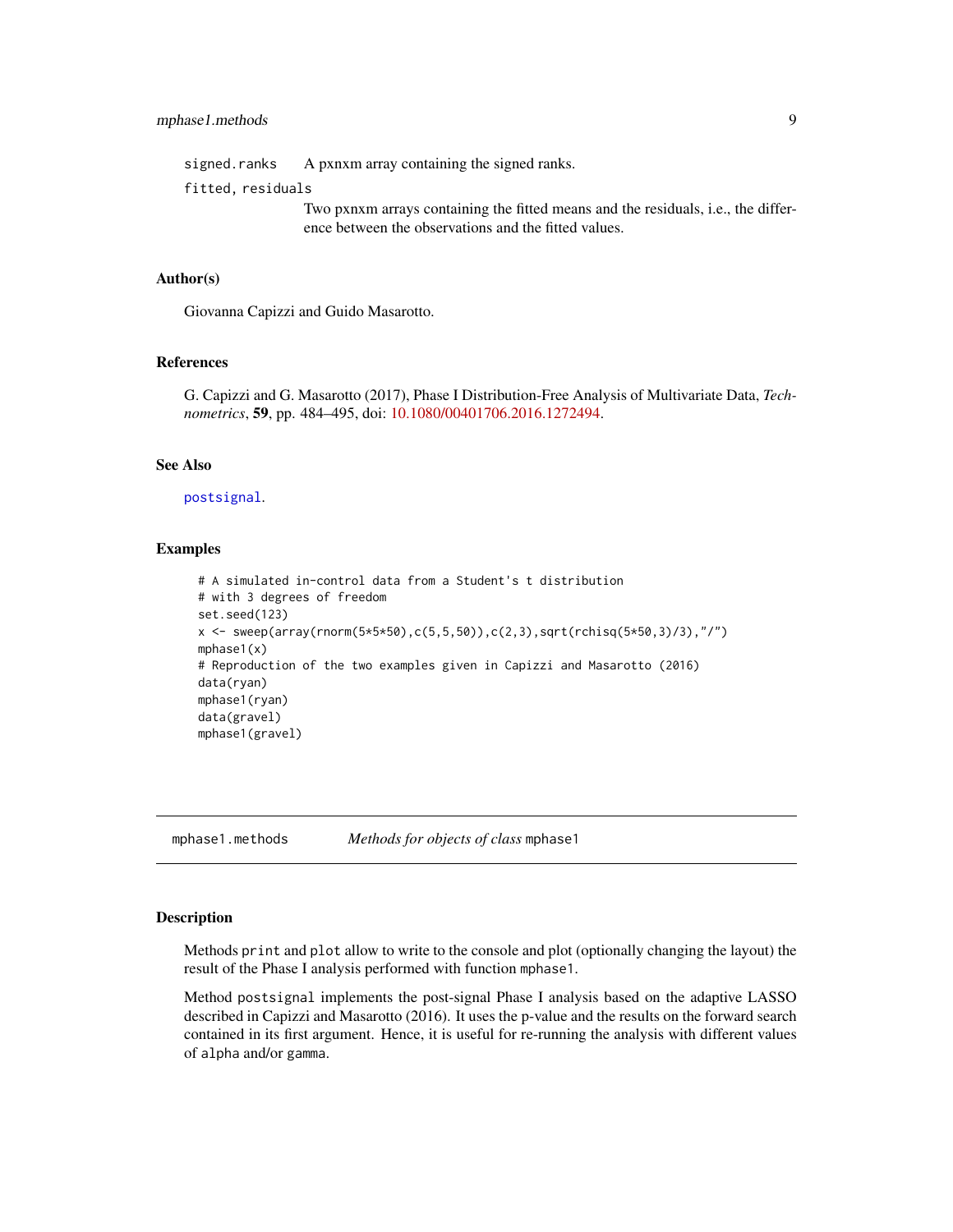`signed.ranks` A pxnxm array containing the signed ranks.

`fitted, residuals`
Two pxnxm arrays containing the fitted means and the residuals, i.e., the difference between the observations and the fitted values.

### Author(s)

Giovanna Capizzi and Guido Masarotto.

### References

G. Capizzi and G. Masarotto (2017), Phase I Distribution-Free Analysis of Multivariate Data, *Technometrics*, **59**, pp. 484–495, doi: 10.1080/00401706.2016.1272494.

### See Also

`postsignal`.

### Examples

```
# A simulated in-control data from a Student's t distribution
# with 3 degrees of freedom
set.seed(123)
x <- sweep(array(rnorm(5*5*50),c(5,5,50)),c(2,3),sqrt(rchisq(5*50,3)/3),"/")
mphase1(x)
# Reproduction of the two examples given in Capizzi and Masarotto (2016)
data(ryan)
mphase1(ryan)
data(gravel)
mphase1(gravel)
```

---

## mphase1.methods — *Methods for objects of class* `mphase1`

### Description

Methods `print` and `plot` allow to write to the console and plot (optionally changing the layout) the result of the Phase I analysis performed with function `mphase1`.

Method `postsignal` implements the post-signal Phase I analysis based on the adaptive LASSO described in Capizzi and Masarotto (2016). It uses the p-value and the results on the forward search contained in its first argument. Hence, it is useful for re-running the analysis with different values of `alpha` and/or `gamma`.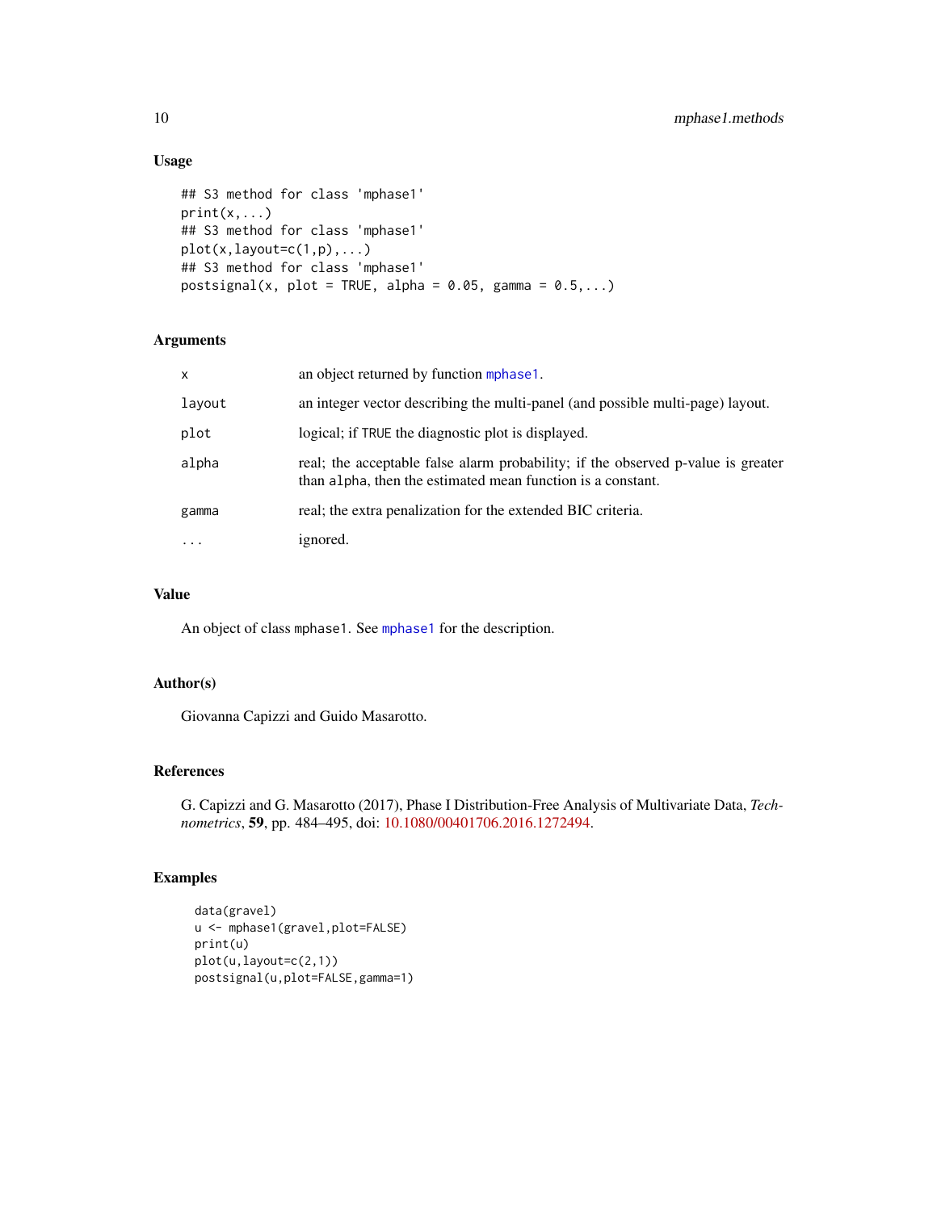### Usage

```
## S3 method for class 'mphase1'
print(x,...)
## S3 method for class 'mphase1'
plot(x,layout=c(1,p),...)
## S3 method for class 'mphase1'
postsignal(x, plot = TRUE, alpha = 0.05, gamma = 0.5,...)
```

### Arguments

| | |
|---|---|
| `x` | an object returned by function `mphase1`. |
| `layout` | an integer vector describing the multi-panel (and possible multi-page) layout. |
| `plot` | logical; if `TRUE` the diagnostic plot is displayed. |
| `alpha` | real; the acceptable false alarm probability; if the observed p-value is greater than `alpha`, then the estimated mean function is a constant. |
| `gamma` | real; the extra penalization for the extended BIC criteria. |
| `...` | ignored. |

### Value

An object of class `mphase1`. See `mphase1` for the description.

### Author(s)

Giovanna Capizzi and Guido Masarotto.

### References

G. Capizzi and G. Masarotto (2017), Phase I Distribution-Free Analysis of Multivariate Data, *Technometrics*, **59**, pp. 484–495, doi: 10.1080/00401706.2016.1272494.

### Examples

```
data(gravel)
u <- mphase1(gravel,plot=FALSE)
print(u)
plot(u,layout=c(2,1))
postsignal(u,plot=FALSE,gamma=1)
```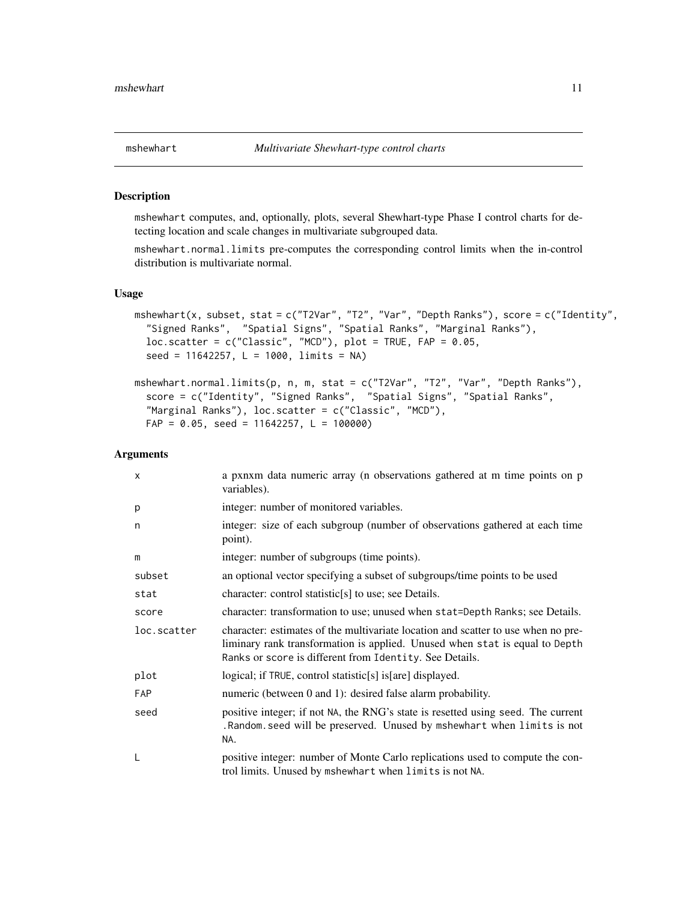## mshewhart — *Multivariate Shewhart-type control charts*

### Description

mshewhart computes, and, optionally, plots, several Shewhart-type Phase I control charts for detecting location and scale changes in multivariate subgrouped data.

mshewhart.normal.limits pre-computes the corresponding control limits when the in-control distribution is multivariate normal.

### Usage

```
mshewhart(x, subset, stat = c("T2Var", "T2", "Var", "Depth Ranks"), score = c("Identity",
  "Signed Ranks",  "Spatial Signs", "Spatial Ranks", "Marginal Ranks"),
  loc.scatter = c("Classic", "MCD"), plot = TRUE, FAP = 0.05,
  seed = 11642257, L = 1000, limits = NA)

mshewhart.normal.limits(p, n, m, stat = c("T2Var", "T2", "Var", "Depth Ranks"),
  score = c("Identity", "Signed Ranks",  "Spatial Signs", "Spatial Ranks",
  "Marginal Ranks"), loc.scatter = c("Classic", "MCD"),
  FAP = 0.05, seed = 11642257, L = 100000)
```

### Arguments

| | |
|---|---|
| x | a pxnxm data numeric array (n observations gathered at m time points on p variables). |
| p | integer: number of monitored variables. |
| n | integer: size of each subgroup (number of observations gathered at each time point). |
| m | integer: number of subgroups (time points). |
| subset | an optional vector specifying a subset of subgroups/time points to be used |
| stat | character: control statistic[s] to use; see Details. |
| score | character: transformation to use; unused when stat=Depth Ranks; see Details. |
| loc.scatter | character: estimates of the multivariate location and scatter to use when no preliminary rank transformation is applied. Unused when stat is equal to Depth Ranks or score is different from Identity. See Details. |
| plot | logical; if TRUE, control statistic[s] is[are] displayed. |
| FAP | numeric (between 0 and 1): desired false alarm probability. |
| seed | positive integer; if not NA, the RNG's state is resetted using seed. The current .Random.seed will be preserved. Unused by mshewhart when limits is not NA. |
| L | positive integer: number of Monte Carlo replications used to compute the control limits. Unused by mshewhart when limits is not NA. |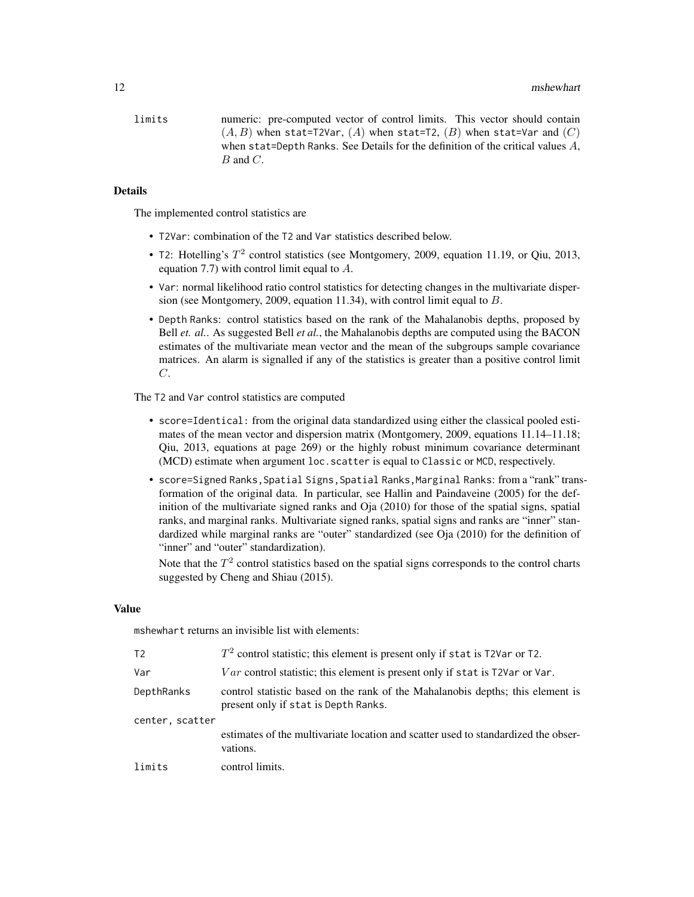limits	numeric: pre-computed vector of control limits. This vector should contain $(A, B)$ when stat=T2Var, $(A)$ when stat=T2, $(B)$ when stat=Var and $(C)$ when stat=Depth Ranks. See Details for the definition of the critical values $A$, $B$ and $C$.

## Details

The implemented control statistics are

- T2Var: combination of the T2 and Var statistics described below.
- T2: Hotelling's $T^2$ control statistics (see Montgomery, 2009, equation 11.19, or Qiu, 2013, equation 7.7) with control limit equal to $A$.
- Var: normal likelihood ratio control statistics for detecting changes in the multivariate dispersion (see Montgomery, 2009, equation 11.34), with control limit equal to $B$.
- Depth Ranks: control statistics based on the rank of the Mahalanobis depths, proposed by Bell *et. al.*. As suggested Bell *et al.*, the Mahalanobis depths are computed using the BACON estimates of the multivariate mean vector and the mean of the subgroups sample covariance matrices. An alarm is signalled if any of the statistics is greater than a positive control limit $C$.

The T2 and Var control statistics are computed

- score=Identical: from the original data standardized using either the classical pooled estimates of the mean vector and dispersion matrix (Montgomery, 2009, equations 11.14–11.18; Qiu, 2013, equations at page 269) or the highly robust minimum covariance determinant (MCD) estimate when argument loc.scatter is equal to Classic or MCD, respectively.
- score=Signed Ranks,Spatial Signs,Spatial Ranks,Marginal Ranks: from a "rank" transformation of the original data. In particular, see Hallin and Paindaveine (2005) for the definition of the multivariate signed ranks and Oja (2010) for those of the spatial signs, spatial ranks, and marginal ranks. Multivariate signed ranks, spatial signs and ranks are "inner" standardized while marginal ranks are "outer" standardized (see Oja (2010) for the definition of "inner" and "outer" standardization).

  Note that the $T^2$ control statistics based on the spatial signs corresponds to the control charts suggested by Cheng and Shiau (2015).

## Value

mshewhart returns an invisible list with elements:

| | |
|---|---|
| T2 | $T^2$ control statistic; this element is present only if stat is T2Var or T2. |
| Var | $Var$ control statistic; this element is present only if stat is T2Var or Var. |
| DepthRanks | control statistic based on the rank of the Mahalanobis depths; this element is present only if stat is Depth Ranks. |
| center, scatter | estimates of the multivariate location and scatter used to standardized the observations. |
| limits | control limits. |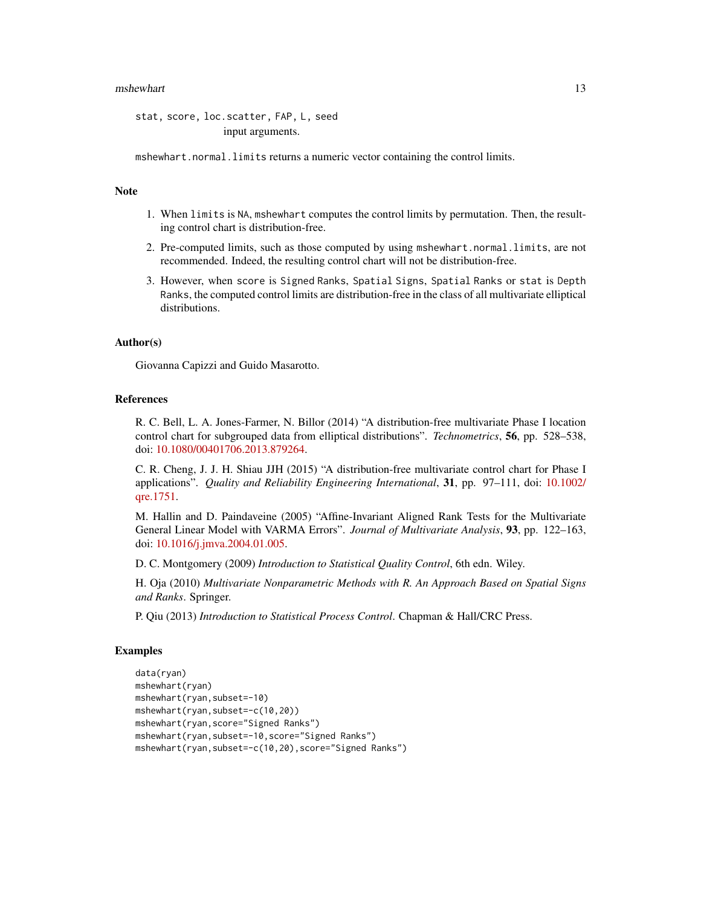`stat, score, loc.scatter, FAP, L, seed`
: input arguments.

`mshewhart.normal.limits` returns a numeric vector containing the control limits.

## Note

1. When `limits` is `NA`, `mshewhart` computes the control limits by permutation. Then, the resulting control chart is distribution-free.
2. Pre-computed limits, such as those computed by using `mshewhart.normal.limits`, are not recommended. Indeed, the resulting control chart will not be distribution-free.
3. However, when `score` is `Signed Ranks`, `Spatial Signs`, `Spatial Ranks` or `stat` is `Depth Ranks`, the computed control limits are distribution-free in the class of all multivariate elliptical distributions.

## Author(s)

Giovanna Capizzi and Guido Masarotto.

## References

R. C. Bell, L. A. Jones-Farmer, N. Billor (2014) "A distribution-free multivariate Phase I location control chart for subgrouped data from elliptical distributions". *Technometrics*, **56**, pp. 528–538, doi: 10.1080/00401706.2013.879264.

C. R. Cheng, J. J. H. Shiau JJH (2015) "A distribution-free multivariate control chart for Phase I applications". *Quality and Reliability Engineering International*, **31**, pp. 97–111, doi: 10.1002/qre.1751.

M. Hallin and D. Paindaveine (2005) "Affine-Invariant Aligned Rank Tests for the Multivariate General Linear Model with VARMA Errors". *Journal of Multivariate Analysis*, **93**, pp. 122–163, doi: 10.1016/j.jmva.2004.01.005.

D. C. Montgomery (2009) *Introduction to Statistical Quality Control*, 6th edn. Wiley.

H. Oja (2010) *Multivariate Nonparametric Methods with R. An Approach Based on Spatial Signs and Ranks*. Springer.

P. Qiu (2013) *Introduction to Statistical Process Control*. Chapman & Hall/CRC Press.

## Examples

```
data(ryan)
mshewhart(ryan)
mshewhart(ryan,subset=-10)
mshewhart(ryan,subset=-c(10,20))
mshewhart(ryan,score="Signed Ranks")
mshewhart(ryan,subset=-10,score="Signed Ranks")
mshewhart(ryan,subset=-c(10,20),score="Signed Ranks")
```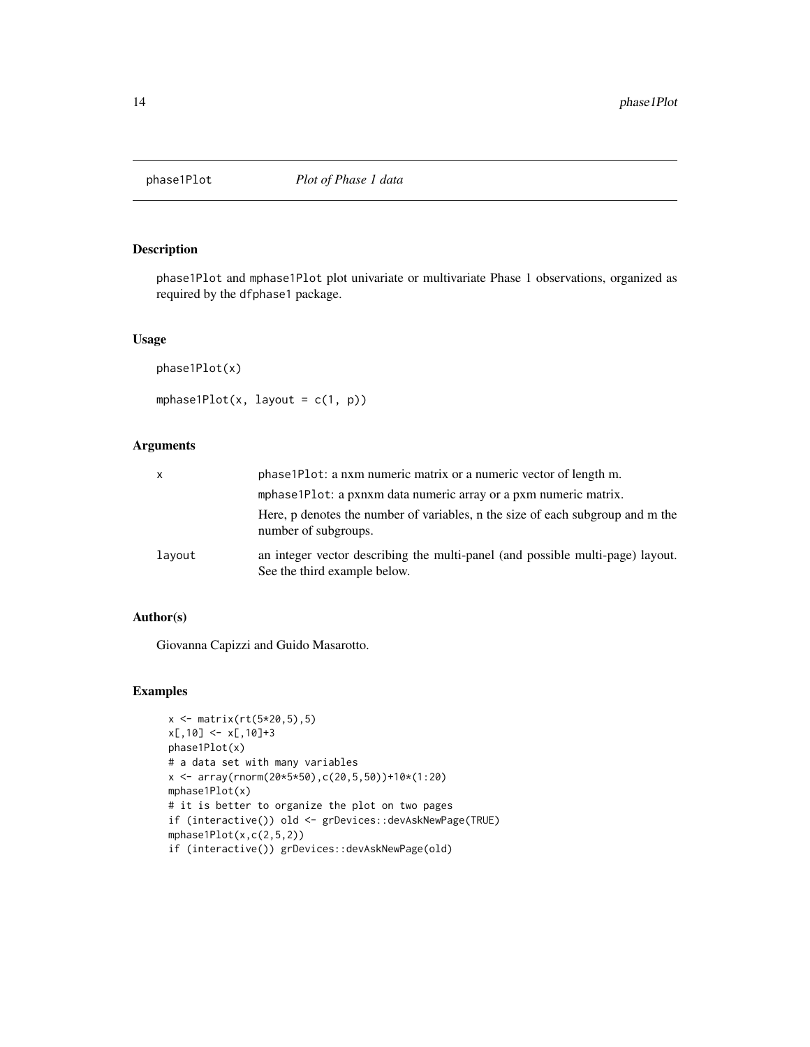# phase1Plot — *Plot of Phase 1 data*

## Description

phase1Plot and mphase1Plot plot univariate or multivariate Phase 1 observations, organized as required by the dfphase1 package.

## Usage

```
phase1Plot(x)

mphase1Plot(x, layout = c(1, p))
```

## Arguments

| | |
|---|---|
| x | phase1Plot: a nxm numeric matrix or a numeric vector of length m. |
| | mphase1Plot: a pxnxm data numeric array or a pxm numeric matrix. |
| | Here, p denotes the number of variables, n the size of each subgroup and m the number of subgroups. |
| layout | an integer vector describing the multi-panel (and possible multi-page) layout. See the third example below. |

## Author(s)

Giovanna Capizzi and Guido Masarotto.

## Examples

```
x <- matrix(rt(5*20,5),5)
x[,10] <- x[,10]+3
phase1Plot(x)
# a data set with many variables
x <- array(rnorm(20*5*50),c(20,5,50))+10*(1:20)
mphase1Plot(x)
# it is better to organize the plot on two pages
if (interactive()) old <- grDevices::devAskNewPage(TRUE)
mphase1Plot(x,c(2,5,2))
if (interactive()) grDevices::devAskNewPage(old)
```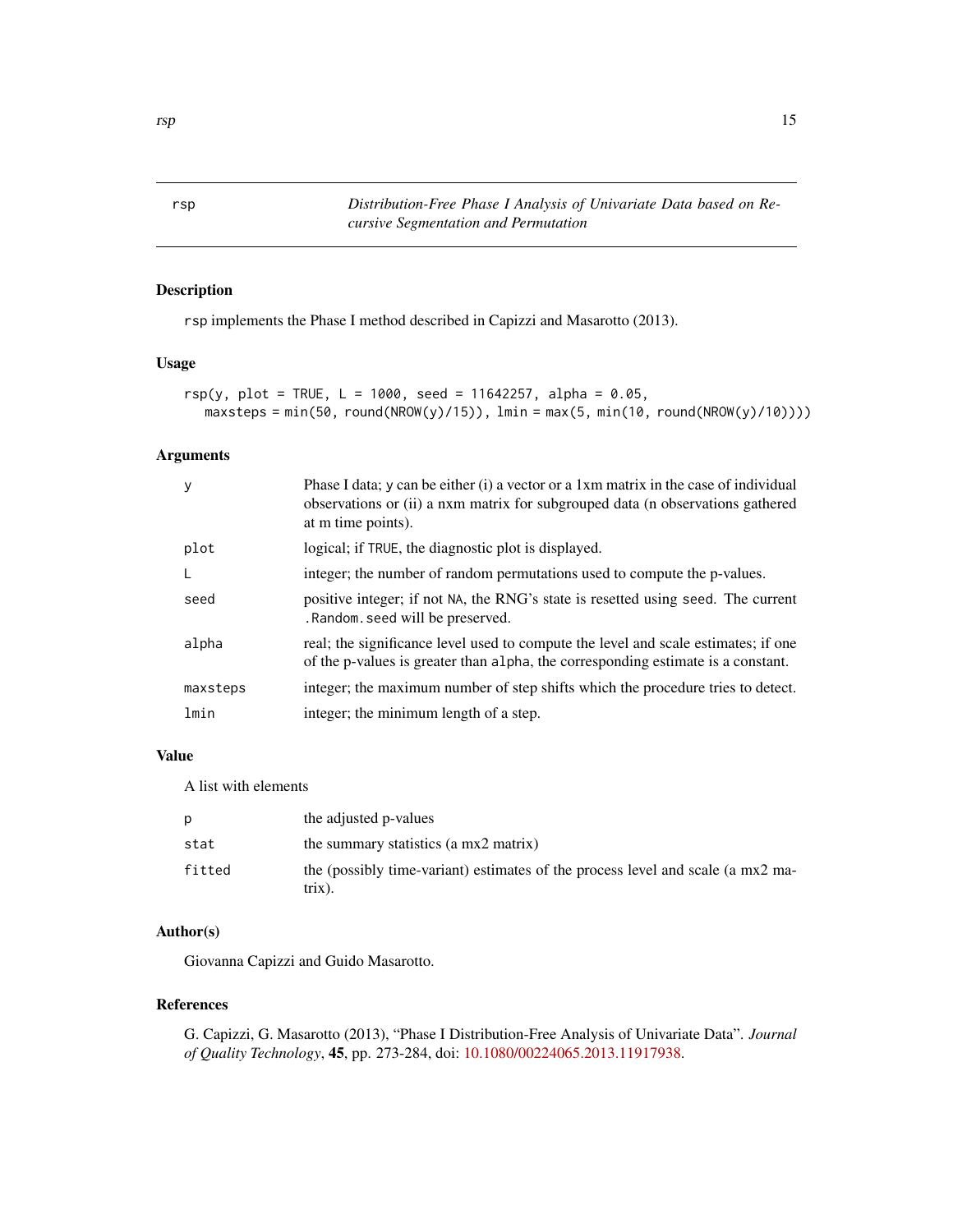# rsp — *Distribution-Free Phase I Analysis of Univariate Data based on Recursive Segmentation and Permutation*

## Description

`rsp` implements the Phase I method described in Capizzi and Masarotto (2013).

## Usage

```
rsp(y, plot = TRUE, L = 1000, seed = 11642257, alpha = 0.05,
   maxsteps = min(50, round(NROW(y)/15)), lmin = max(5, min(10, round(NROW(y)/10))))
```

## Arguments

| | |
|---|---|
| `y` | Phase I data; y can be either (i) a vector or a 1xm matrix in the case of individual observations or (ii) a nxm matrix for subgrouped data (n observations gathered at m time points). |
| `plot` | logical; if `TRUE`, the diagnostic plot is displayed. |
| `L` | integer; the number of random permutations used to compute the p-values. |
| `seed` | positive integer; if not `NA`, the RNG's state is resetted using `seed`. The current `.Random.seed` will be preserved. |
| `alpha` | real; the significance level used to compute the level and scale estimates; if one of the p-values is greater than `alpha`, the corresponding estimate is a constant. |
| `maxsteps` | integer; the maximum number of step shifts which the procedure tries to detect. |
| `lmin` | integer; the minimum length of a step. |

## Value

A list with elements

| | |
|---|---|
| `p` | the adjusted p-values |
| `stat` | the summary statistics (a mx2 matrix) |
| `fitted` | the (possibly time-variant) estimates of the process level and scale (a mx2 matrix). |

## Author(s)

Giovanna Capizzi and Guido Masarotto.

## References

G. Capizzi, G. Masarotto (2013), "Phase I Distribution-Free Analysis of Univariate Data". *Journal of Quality Technology*, **45**, pp. 273-284, doi: 10.1080/00224065.2013.11917938.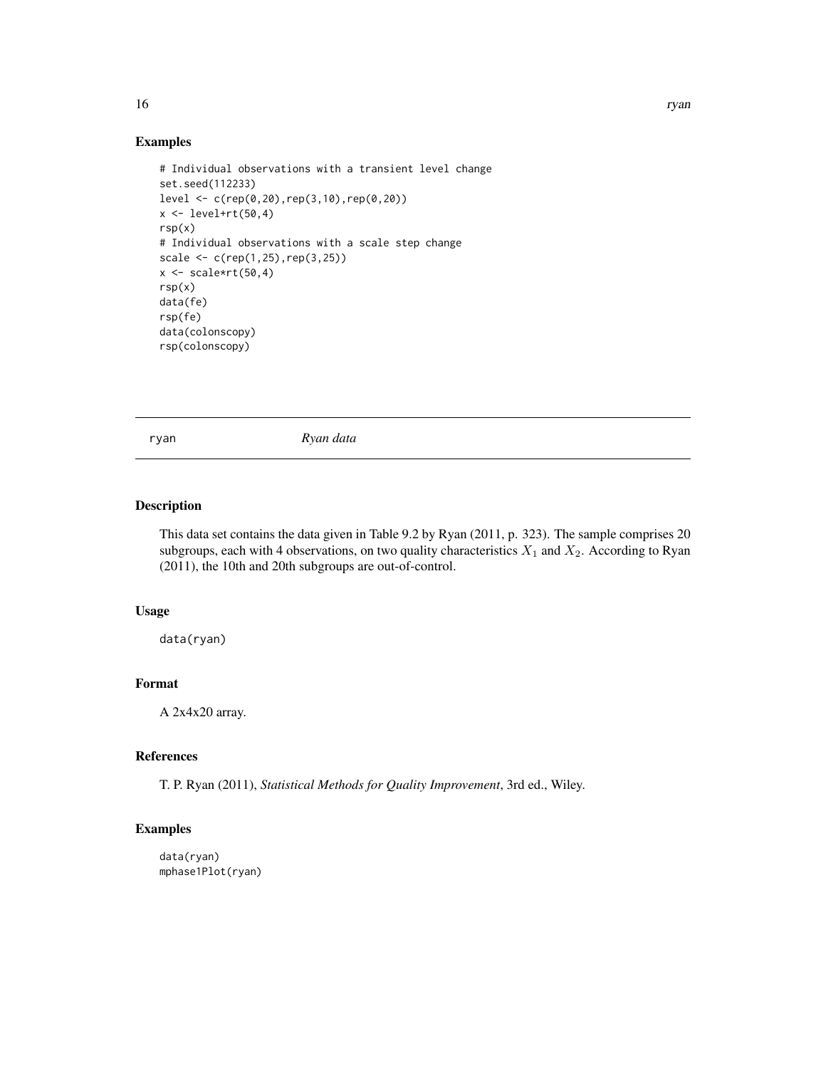## Examples

```
# Individual observations with a transient level change
set.seed(112233)
level <- c(rep(0,20),rep(3,10),rep(0,20))
x <- level+rt(50,4)
rsp(x)
# Individual observations with a scale step change
scale <- c(rep(1,25),rep(3,25))
x <- scale*rt(50,4)
rsp(x)
data(fe)
rsp(fe)
data(colonscopy)
rsp(colonscopy)
```

---

# ryan *Ryan data*

---

## Description

This data set contains the data given in Table 9.2 by Ryan (2011, p. 323). The sample comprises 20 subgroups, each with 4 observations, on two quality characteristics $X_1$ and $X_2$. According to Ryan (2011), the 10th and 20th subgroups are out-of-control.

## Usage

```
data(ryan)
```

## Format

A 2x4x20 array.

## References

T. P. Ryan (2011), *Statistical Methods for Quality Improvement*, 3rd ed., Wiley.

## Examples

```
data(ryan)
mphase1Plot(ryan)
```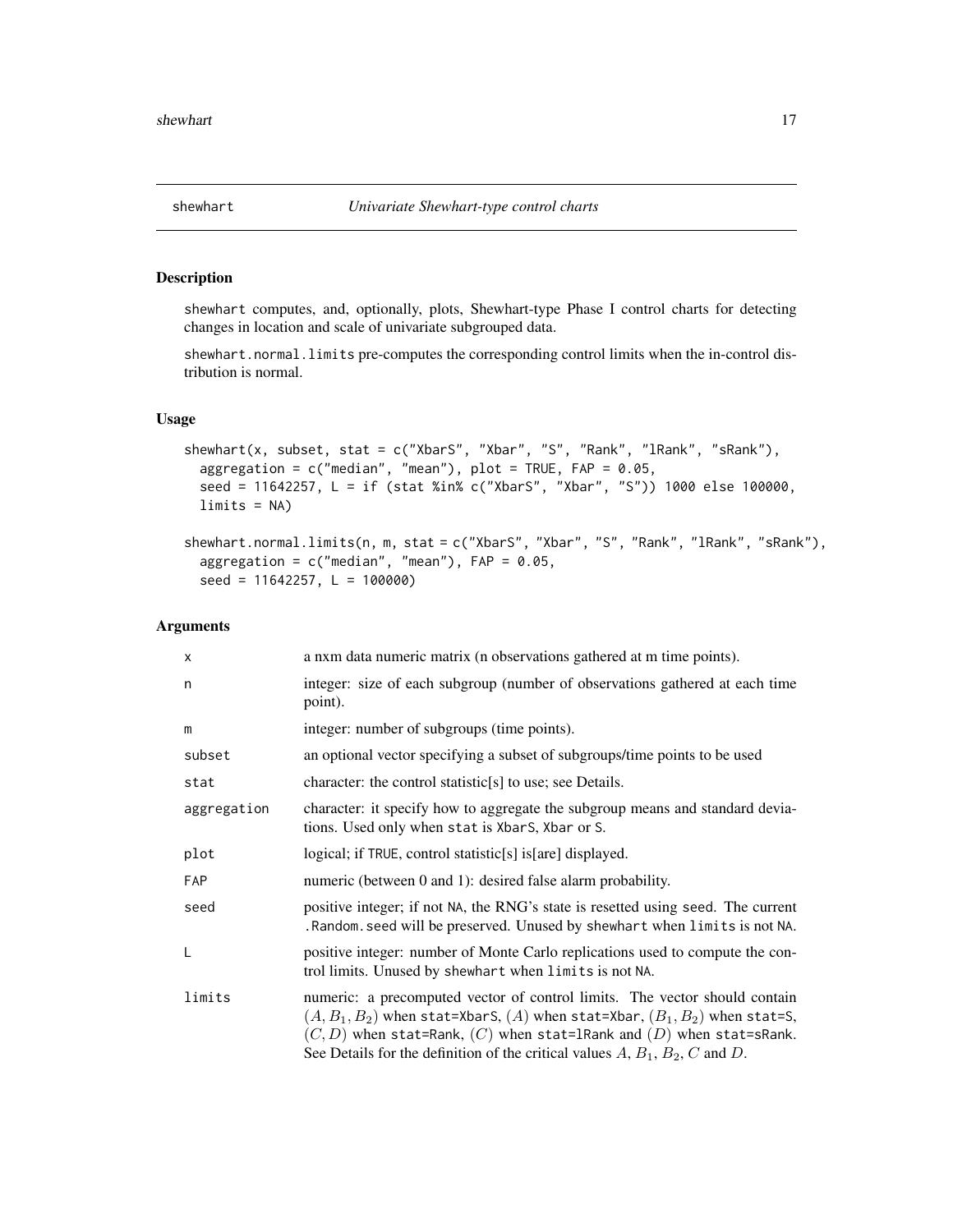# shewhart — *Univariate Shewhart-type control charts*

## Description

shewhart computes, and, optionally, plots, Shewhart-type Phase I control charts for detecting changes in location and scale of univariate subgrouped data.

shewhart.normal.limits pre-computes the corresponding control limits when the in-control distribution is normal.

## Usage

```
shewhart(x, subset, stat = c("XbarS", "Xbar", "S", "Rank", "lRank", "sRank"),
  aggregation = c("median", "mean"), plot = TRUE, FAP = 0.05,
  seed = 11642257, L = if (stat %in% c("XbarS", "Xbar", "S")) 1000 else 100000,
  limits = NA)

shewhart.normal.limits(n, m, stat = c("XbarS", "Xbar", "S", "Rank", "lRank", "sRank"),
  aggregation = c("median", "mean"), FAP = 0.05,
  seed = 11642257, L = 100000)
```

## Arguments

| Argument | Description |
|---|---|
| x | a nxm data numeric matrix (n observations gathered at m time points). |
| n | integer: size of each subgroup (number of observations gathered at each time point). |
| m | integer: number of subgroups (time points). |
| subset | an optional vector specifying a subset of subgroups/time points to be used |
| stat | character: the control statistic[s] to use; see Details. |
| aggregation | character: it specify how to aggregate the subgroup means and standard deviations. Used only when stat is XbarS, Xbar or S. |
| plot | logical; if TRUE, control statistic[s] is[are] displayed. |
| FAP | numeric (between 0 and 1): desired false alarm probability. |
| seed | positive integer; if not NA, the RNG's state is resetted using seed. The current .Random.seed will be preserved. Unused by shewhart when limits is not NA. |
| L | positive integer: number of Monte Carlo replications used to compute the control limits. Unused by shewhart when limits is not NA. |
| limits | numeric: a precomputed vector of control limits. The vector should contain $(A, B_1, B_2)$ when stat=XbarS, $(A)$ when stat=Xbar, $(B_1, B_2)$ when stat=S, $(C, D)$ when stat=Rank, $(C)$ when stat=lRank and $(D)$ when stat=sRank. See Details for the definition of the critical values $A$, $B_1$, $B_2$, $C$ and $D$. |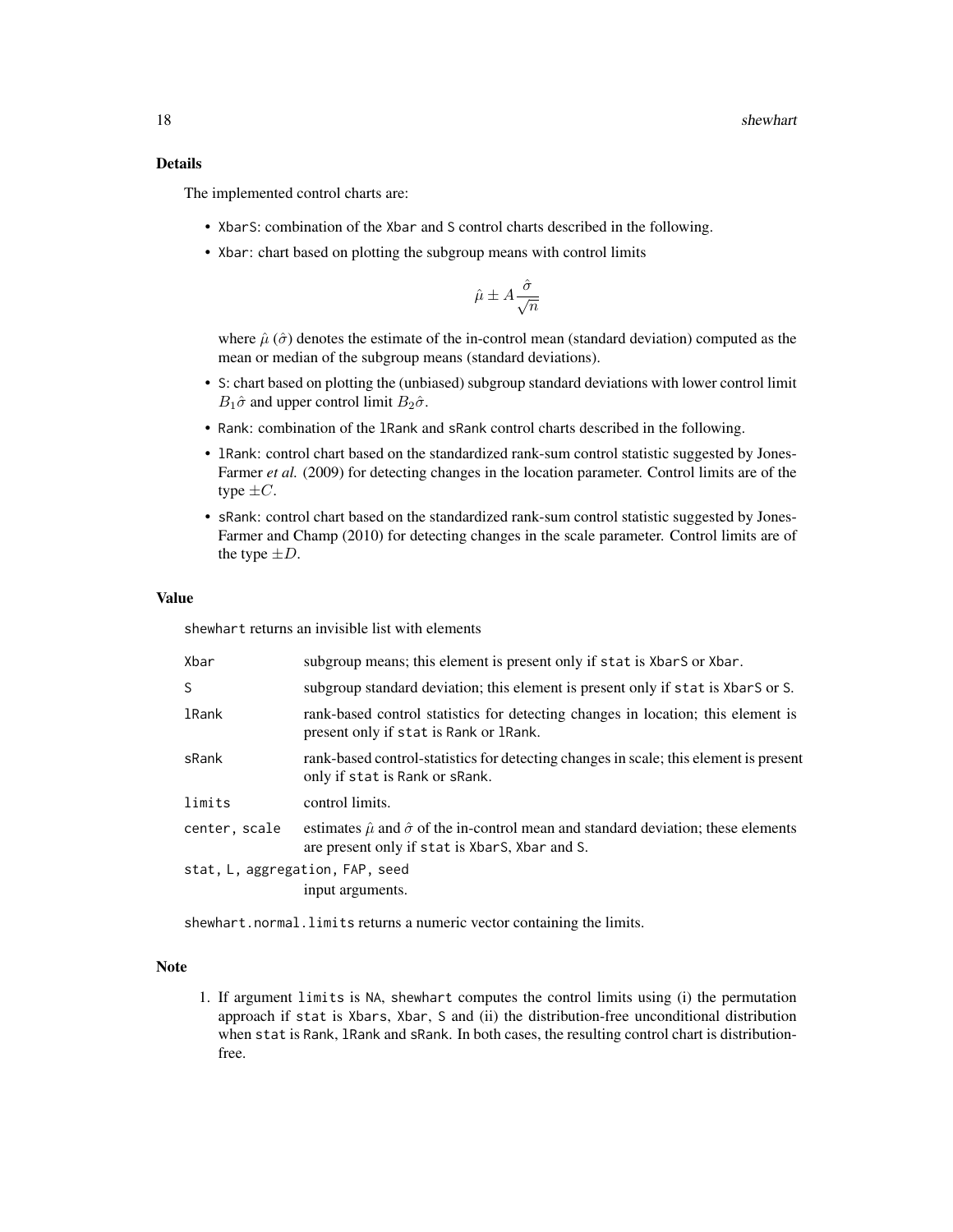### Details

The implemented control charts are:

- `XbarS`: combination of the `Xbar` and `S` control charts described in the following.
- `Xbar`: chart based on plotting the subgroup means with control limits

$$\hat{\mu} \pm A \frac{\hat{\sigma}}{\sqrt{n}}$$

  where $\hat{\mu}$ ($\hat{\sigma}$) denotes the estimate of the in-control mean (standard deviation) computed as the mean or median of the subgroup means (standard deviations).
- `S`: chart based on plotting the (unbiased) subgroup standard deviations with lower control limit $B_1\hat{\sigma}$ and upper control limit $B_2\hat{\sigma}$.
- `Rank`: combination of the `lRank` and `sRank` control charts described in the following.
- `lRank`: control chart based on the standardized rank-sum control statistic suggested by Jones-Farmer *et al.* (2009) for detecting changes in the location parameter. Control limits are of the type $\pm C$.
- `sRank`: control chart based on the standardized rank-sum control statistic suggested by Jones-Farmer and Champ (2010) for detecting changes in the scale parameter. Control limits are of the type $\pm D$.

### Value

`shewhart` returns an invisible list with elements

| | |
|---|---|
| `Xbar` | subgroup means; this element is present only if `stat` is `XbarS` or `Xbar`. |
| `S` | subgroup standard deviation; this element is present only if `stat` is `XbarS` or `S`. |
| `lRank` | rank-based control statistics for detecting changes in location; this element is present only if `stat` is `Rank` or `lRank`. |
| `sRank` | rank-based control-statistics for detecting changes in scale; this element is present only if `stat` is `Rank` or `sRank`. |
| `limits` | control limits. |
| `center, scale` | estimates $\hat{\mu}$ and $\hat{\sigma}$ of the in-control mean and standard deviation; these elements are present only if `stat` is `XbarS`, `Xbar` and `S`. |
| `stat, L, aggregation, FAP, seed` | input arguments. |

`shewhart.normal.limits` returns a numeric vector containing the limits.

### Note

1. If argument `limits` is `NA`, `shewhart` computes the control limits using (i) the permutation approach if `stat` is `Xbars`, `Xbar`, `S` and (ii) the distribution-free unconditional distribution when `stat` is `Rank`, `lRank` and `sRank`. In both cases, the resulting control chart is distribution-free.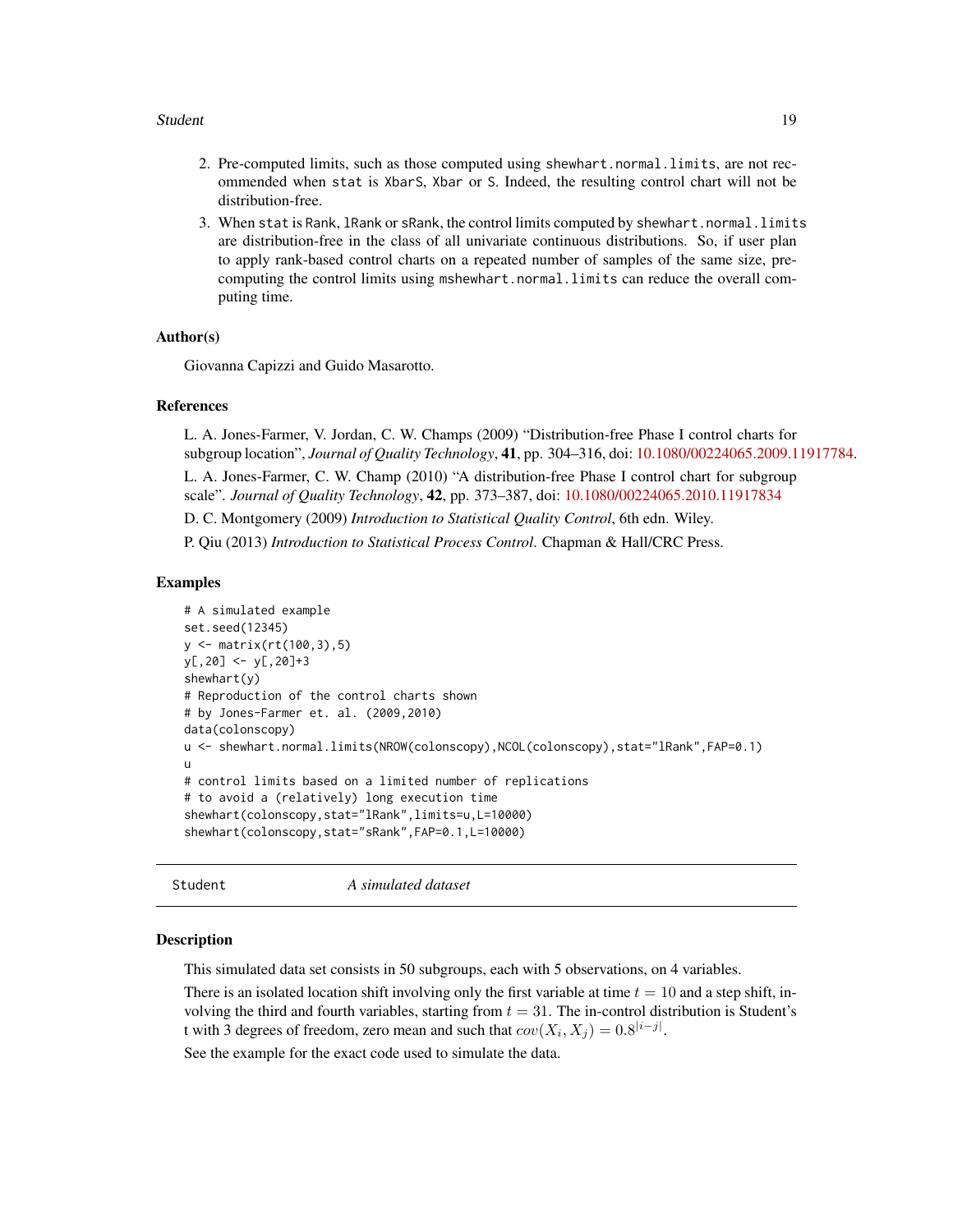2. Pre-computed limits, such as those computed using `shewhart.normal.limits`, are not recommended when `stat` is `XbarS`, `Xbar` or `S`. Indeed, the resulting control chart will not be distribution-free.
3. When `stat` is `Rank`, `lRank` or `sRank`, the control limits computed by `shewhart.normal.limits` are distribution-free in the class of all univariate continuous distributions. So, if user plan to apply rank-based control charts on a repeated number of samples of the same size, pre-computing the control limits using `mshewhart.normal.limits` can reduce the overall computing time.

### Author(s)

Giovanna Capizzi and Guido Masarotto.

### References

L. A. Jones-Farmer, V. Jordan, C. W. Champs (2009) "Distribution-free Phase I control charts for subgroup location", *Journal of Quality Technology*, **41**, pp. 304–316, doi: 10.1080/00224065.2009.11917784.

L. A. Jones-Farmer, C. W. Champ (2010) "A distribution-free Phase I control chart for subgroup scale". *Journal of Quality Technology*, **42**, pp. 373–387, doi: 10.1080/00224065.2010.11917834

D. C. Montgomery (2009) *Introduction to Statistical Quality Control*, 6th edn. Wiley.

P. Qiu (2013) *Introduction to Statistical Process Control*. Chapman & Hall/CRC Press.

### Examples

```
# A simulated example
set.seed(12345)
y <- matrix(rt(100,3),5)
y[,20] <- y[,20]+3
shewhart(y)
# Reproduction of the control charts shown
# by Jones-Farmer et. al. (2009,2010)
data(colonscopy)
u <- shewhart.normal.limits(NROW(colonscopy),NCOL(colonscopy),stat="lRank",FAP=0.1)
u
# control limits based on a limited number of replications
# to avoid a (relatively) long execution time
shewhart(colonscopy,stat="lRank",limits=u,L=10000)
shewhart(colonscopy,stat="sRank",FAP=0.1,L=10000)
```

---

## Student *A simulated dataset*

---

### Description

This simulated data set consists in 50 subgroups, each with 5 observations, on 4 variables.

There is an isolated location shift involving only the first variable at time $t = 10$ and a step shift, involving the third and fourth variables, starting from $t = 31$. The in-control distribution is Student's t with 3 degrees of freedom, zero mean and such that $cov(X_i, X_j) = 0.8^{|i-j|}$.

See the example for the exact code used to simulate the data.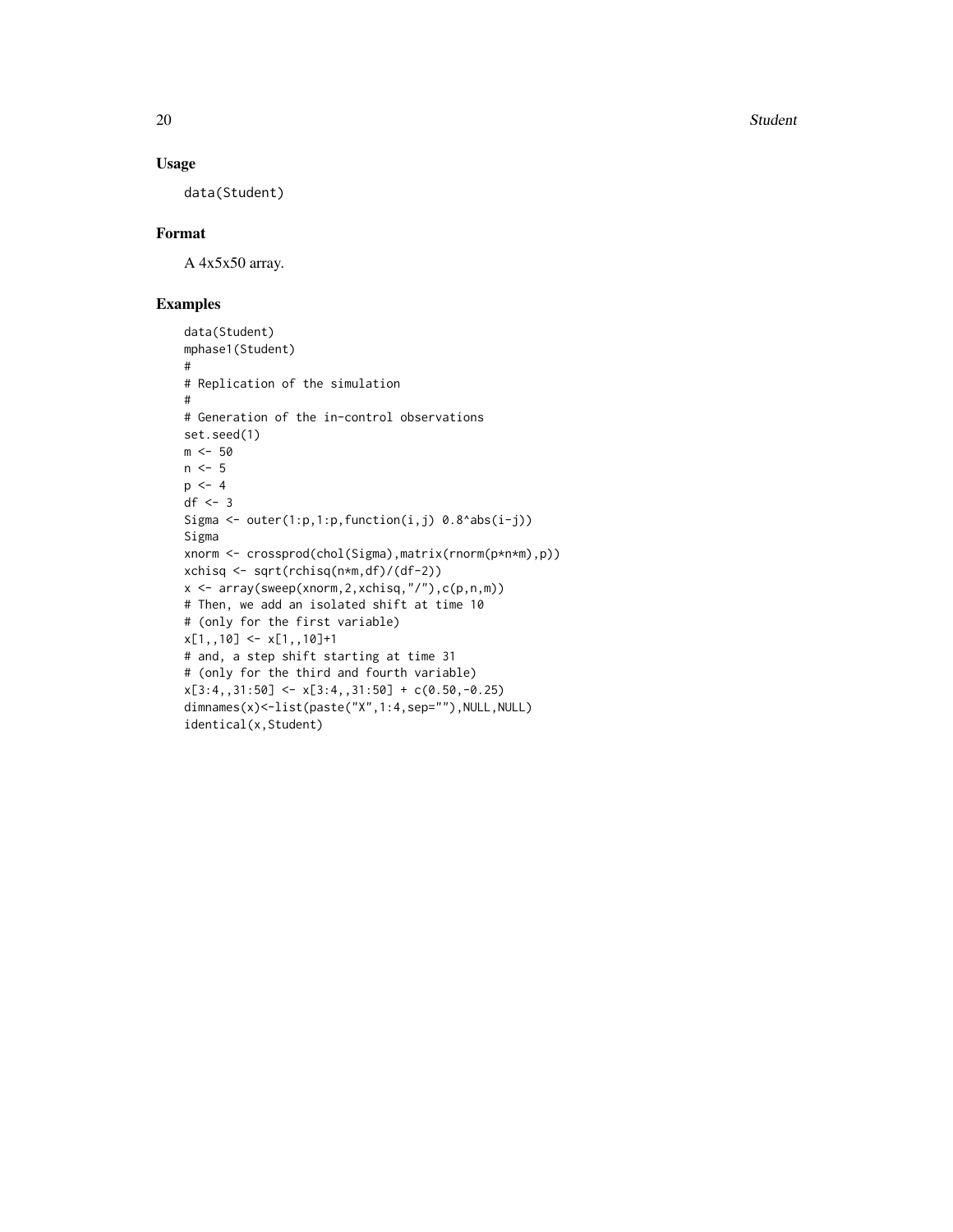## Usage

```
data(Student)
```

## Format

A 4x5x50 array.

## Examples

```
data(Student)
mphase1(Student)
#
# Replication of the simulation
#
# Generation of the in-control observations
set.seed(1)
m <- 50
n <- 5
p <- 4
df <- 3
Sigma <- outer(1:p,1:p,function(i,j) 0.8^abs(i-j))
Sigma
xnorm <- crossprod(chol(Sigma),matrix(rnorm(p*n*m),p))
xchisq <- sqrt(rchisq(n*m,df)/(df-2))
x <- array(sweep(xnorm,2,xchisq,"/"),c(p,n,m))
# Then, we add an isolated shift at time 10
# (only for the first variable)
x[1,,10] <- x[1,,10]+1
# and, a step shift starting at time 31
# (only for the third and fourth variable)
x[3:4,,31:50] <- x[3:4,,31:50] + c(0.50,-0.25)
dimnames(x)<-list(paste("X",1:4,sep=""),NULL,NULL)
identical(x,Student)
```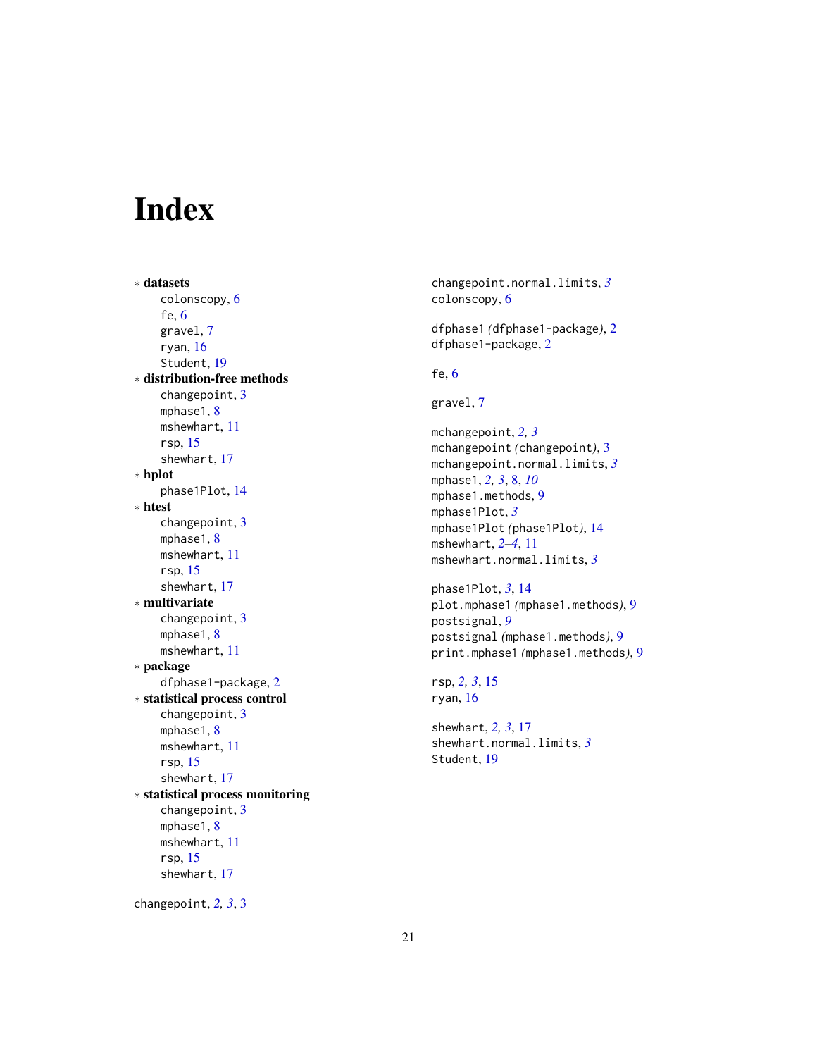# Index

∗ **datasets**
- colonscopy, 6
- fe, 6
- gravel, 7
- ryan, 16
- Student, 19

∗ **distribution-free methods**
- changepoint, 3
- mphase1, 8
- mshewhart, 11
- rsp, 15
- shewhart, 17

∗ **hplot**
- phase1Plot, 14

∗ **htest**
- changepoint, 3
- mphase1, 8
- mshewhart, 11
- rsp, 15
- shewhart, 17

∗ **multivariate**
- changepoint, 3
- mphase1, 8
- mshewhart, 11

∗ **package**
- dfphase1-package, 2

∗ **statistical process control**
- changepoint, 3
- mphase1, 8
- mshewhart, 11
- rsp, 15
- shewhart, 17

∗ **statistical process monitoring**
- changepoint, 3
- mphase1, 8
- mshewhart, 11
- rsp, 15
- shewhart, 17

changepoint, *2, 3*, 3
changepoint.normal.limits, *3*
colonscopy, 6

dfphase1 *(*dfphase1-package*)*, 2
dfphase1-package, 2

fe, 6

gravel, 7

mchangepoint, *2, 3*
mchangepoint *(*changepoint*)*, 3
mchangepoint.normal.limits, *3*
mphase1, *2, 3*, 8, *10*
mphase1.methods, 9
mphase1Plot, *3*
mphase1Plot *(*phase1Plot*)*, 14
mshewhart, *2–4*, 11
mshewhart.normal.limits, *3*

phase1Plot, *3*, 14
plot.mphase1 *(*mphase1.methods*)*, 9
postsignal, *9*
postsignal *(*mphase1.methods*)*, 9
print.mphase1 *(*mphase1.methods*)*, 9

rsp, *2, 3*, 15
ryan, 16

shewhart, *2, 3*, 17
shewhart.normal.limits, *3*
Student, 19